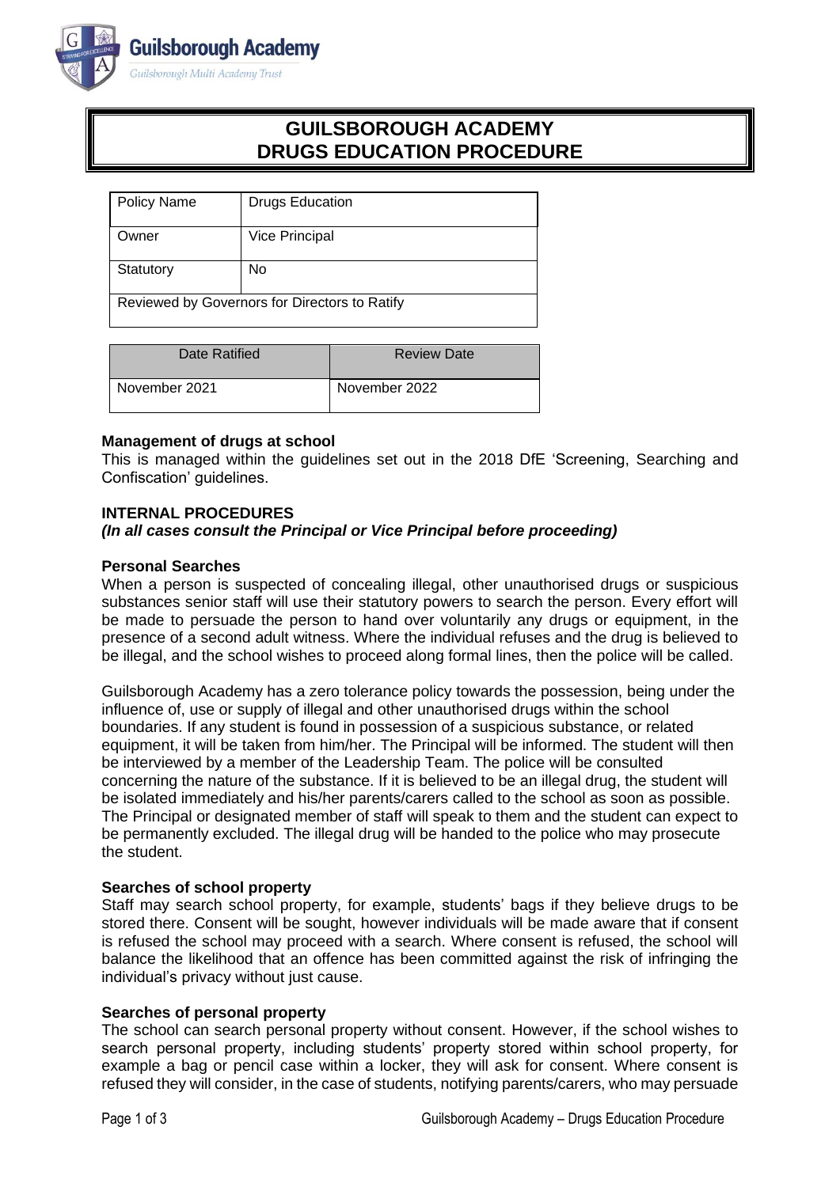# GUILSBOROUGH ACADEMY
# DRUGS EDUCATION PROCEDURE

| | |
|---|---|
| Policy Name | Drugs Education |
| Owner | Vice Principal |
| Statutory | No |
| Reviewed by Governors for Directors to Ratify | |

| Date Ratified | Review Date |
|---|---|
| November 2021 | November 2022 |

**Management of drugs at school**

This is managed within the guidelines set out in the 2018 DfE 'Screening, Searching and Confiscation' guidelines.

**INTERNAL PROCEDURES**

***(In all cases consult the Principal or Vice Principal before proceeding)***

**Personal Searches**

When a person is suspected of concealing illegal, other unauthorised drugs or suspicious substances senior staff will use their statutory powers to search the person. Every effort will be made to persuade the person to hand over voluntarily any drugs or equipment, in the presence of a second adult witness. Where the individual refuses and the drug is believed to be illegal, and the school wishes to proceed along formal lines, then the police will be called.

Guilsborough Academy has a zero tolerance policy towards the possession, being under the influence of, use or supply of illegal and other unauthorised drugs within the school boundaries. If any student is found in possession of a suspicious substance, or related equipment, it will be taken from him/her. The Principal will be informed. The student will then be interviewed by a member of the Leadership Team. The police will be consulted concerning the nature of the substance. If it is believed to be an illegal drug, the student will be isolated immediately and his/her parents/carers called to the school as soon as possible. The Principal or designated member of staff will speak to them and the student can expect to be permanently excluded. The illegal drug will be handed to the police who may prosecute the student.

**Searches of school property**

Staff may search school property, for example, students' bags if they believe drugs to be stored there. Consent will be sought, however individuals will be made aware that if consent is refused the school may proceed with a search. Where consent is refused, the school will balance the likelihood that an offence has been committed against the risk of infringing the individual's privacy without just cause.

**Searches of personal property**

The school can search personal property without consent. However, if the school wishes to search personal property, including students' property stored within school property, for example a bag or pencil case within a locker, they will ask for consent. Where consent is refused they will consider, in the case of students, notifying parents/carers, who may persuade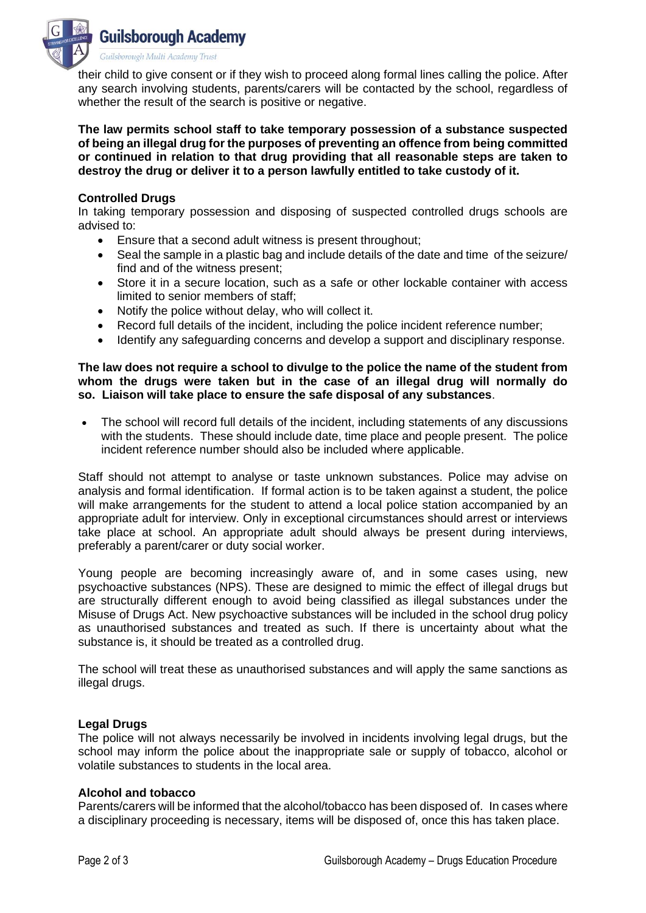their child to give consent or if they wish to proceed along formal lines calling the police. After any search involving students, parents/carers will be contacted by the school, regardless of whether the result of the search is positive or negative.

**The law permits school staff to take temporary possession of a substance suspected of being an illegal drug for the purposes of preventing an offence from being committed or continued in relation to that drug providing that all reasonable steps are taken to destroy the drug or deliver it to a person lawfully entitled to take custody of it.**

**Controlled Drugs**

In taking temporary possession and disposing of suspected controlled drugs schools are advised to:

- Ensure that a second adult witness is present throughout;
- Seal the sample in a plastic bag and include details of the date and time of the seizure/ find and of the witness present;
- Store it in a secure location, such as a safe or other lockable container with access limited to senior members of staff;
- Notify the police without delay, who will collect it.
- Record full details of the incident, including the police incident reference number;
- Identify any safeguarding concerns and develop a support and disciplinary response.

**The law does not require a school to divulge to the police the name of the student from whom the drugs were taken but in the case of an illegal drug will normally do so. Liaison will take place to ensure the safe disposal of any substances**.

- The school will record full details of the incident, including statements of any discussions with the students. These should include date, time place and people present. The police incident reference number should also be included where applicable.

Staff should not attempt to analyse or taste unknown substances. Police may advise on analysis and formal identification. If formal action is to be taken against a student, the police will make arrangements for the student to attend a local police station accompanied by an appropriate adult for interview. Only in exceptional circumstances should arrest or interviews take place at school. An appropriate adult should always be present during interviews, preferably a parent/carer or duty social worker.

Young people are becoming increasingly aware of, and in some cases using, new psychoactive substances (NPS). These are designed to mimic the effect of illegal drugs but are structurally different enough to avoid being classified as illegal substances under the Misuse of Drugs Act. New psychoactive substances will be included in the school drug policy as unauthorised substances and treated as such. If there is uncertainty about what the substance is, it should be treated as a controlled drug.

The school will treat these as unauthorised substances and will apply the same sanctions as illegal drugs.

**Legal Drugs**

The police will not always necessarily be involved in incidents involving legal drugs, but the school may inform the police about the inappropriate sale or supply of tobacco, alcohol or volatile substances to students in the local area.

**Alcohol and tobacco**

Parents/carers will be informed that the alcohol/tobacco has been disposed of. In cases where a disciplinary proceeding is necessary, items will be disposed of, once this has taken place.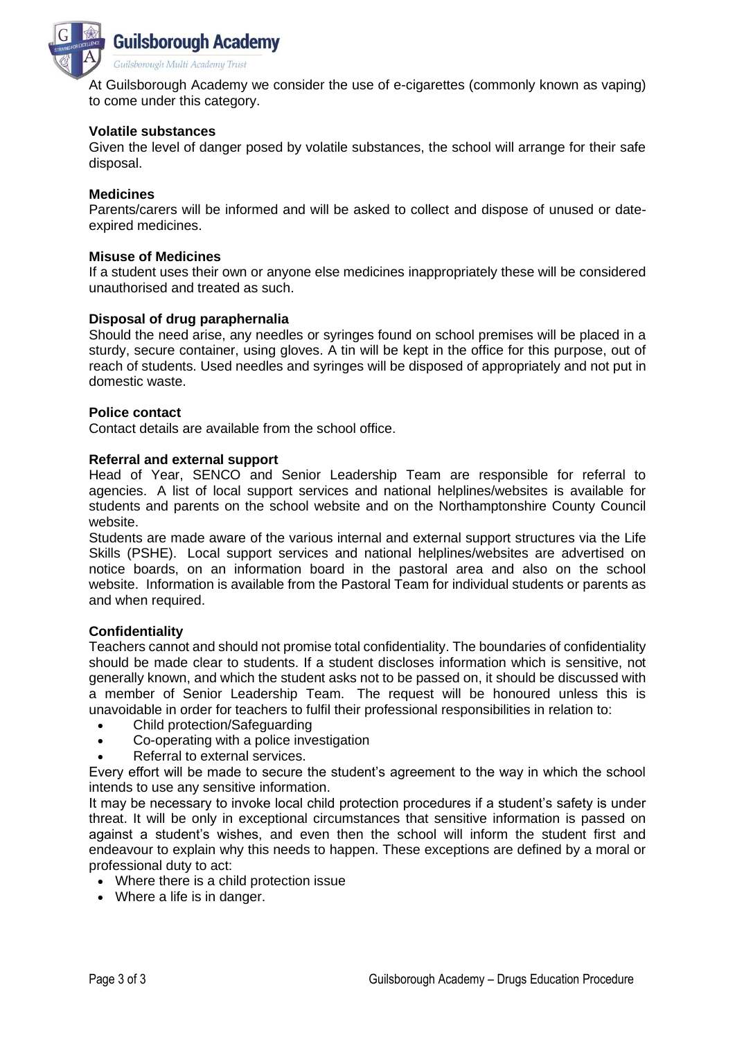At Guilsborough Academy we consider the use of e-cigarettes (commonly known as vaping) to come under this category.

**Volatile substances**

Given the level of danger posed by volatile substances, the school will arrange for their safe disposal.

**Medicines**

Parents/carers will be informed and will be asked to collect and dispose of unused or date-expired medicines.

**Misuse of Medicines**

If a student uses their own or anyone else medicines inappropriately these will be considered unauthorised and treated as such.

**Disposal of drug paraphernalia**

Should the need arise, any needles or syringes found on school premises will be placed in a sturdy, secure container, using gloves. A tin will be kept in the office for this purpose, out of reach of students. Used needles and syringes will be disposed of appropriately and not put in domestic waste.

**Police contact**

Contact details are available from the school office.

**Referral and external support**

Head of Year, SENCO and Senior Leadership Team are responsible for referral to agencies. A list of local support services and national helplines/websites is available for students and parents on the school website and on the Northamptonshire County Council website.

Students are made aware of the various internal and external support structures via the Life Skills (PSHE). Local support services and national helplines/websites are advertised on notice boards, on an information board in the pastoral area and also on the school website. Information is available from the Pastoral Team for individual students or parents as and when required.

**Confidentiality**

Teachers cannot and should not promise total confidentiality. The boundaries of confidentiality should be made clear to students. If a student discloses information which is sensitive, not generally known, and which the student asks not to be passed on, it should be discussed with a member of Senior Leadership Team. The request will be honoured unless this is unavoidable in order for teachers to fulfil their professional responsibilities in relation to:

- Child protection/Safeguarding
- Co-operating with a police investigation
- Referral to external services.

Every effort will be made to secure the student's agreement to the way in which the school intends to use any sensitive information.

It may be necessary to invoke local child protection procedures if a student's safety is under threat. It will be only in exceptional circumstances that sensitive information is passed on against a student's wishes, and even then the school will inform the student first and endeavour to explain why this needs to happen. These exceptions are defined by a moral or professional duty to act:

- Where there is a child protection issue
- Where a life is in danger.